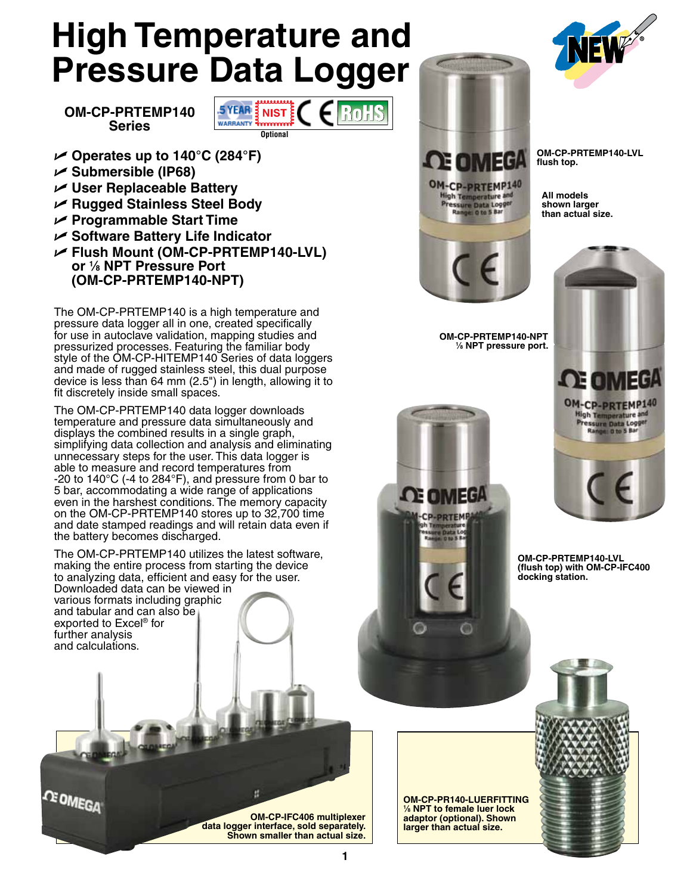# High Temperature and Pressure Data Logger

**OM-CP-PRTEMP140 Series**

5 YEAR WARRANTY | NIST Optional | CE | RoHS

- **Operates up to 140°C (284°F)**
- **Submersible (IP68)**
- **User Replaceable Battery**
- **Rugged Stainless Steel Body**
- **Programmable Start Time**
- **Software Battery Life Indicator**
- **Flush Mount (OM-CP-PRTEMP140-LVL) or ⅛ NPT Pressure Port (OM-CP-PRTEMP140-NPT)**

The OM-CP-PRTEMP140 is a high temperature and pressure data logger all in one, created specifically for use in autoclave validation, mapping studies and pressurized processes. Featuring the familiar body style of the OM-CP-HITEMP140 Series of data loggers and made of rugged stainless steel, this dual purpose device is less than 64 mm (2.5") in length, allowing it to fit discretely inside small spaces.

The OM-CP-PRTEMP140 data logger downloads temperature and pressure data simultaneously and displays the combined results in a single graph, simplifying data collection and analysis and eliminating unnecessary steps for the user. This data logger is able to measure and record temperatures from -20 to 140°C (-4 to 284°F), and pressure from 0 bar to 5 bar, accommodating a wide range of applications even in the harshest conditions. The memory capacity on the OM-CP-PRTEMP140 stores up to 32,700 time and date stamped readings and will retain data even if the battery becomes discharged.

The OM-CP-PRTEMP140 utilizes the latest software, making the entire process from starting the device to analyzing data, efficient and easy for the user. Downloaded data can be viewed in various formats including graphic and tabular and can also be exported to Excel® for further analysis and calculations.

**OM-CP-PRTEMP140-LVL flush top.**

**All models shown larger than actual size.**

**OM-CP-PRTEMP140-NPT ⅛ NPT pressure port.**

**OM-CP-PRTEMP140-LVL (flush top) with OM-CP-IFC400 docking station.**

**OM-CP-IFC406 multiplexer data logger interface, sold separately. Shown smaller than actual size.**

**OM-CP-PR140-LUERFITTING ⅛ NPT to female luer lock adaptor (optional). Shown larger than actual size.**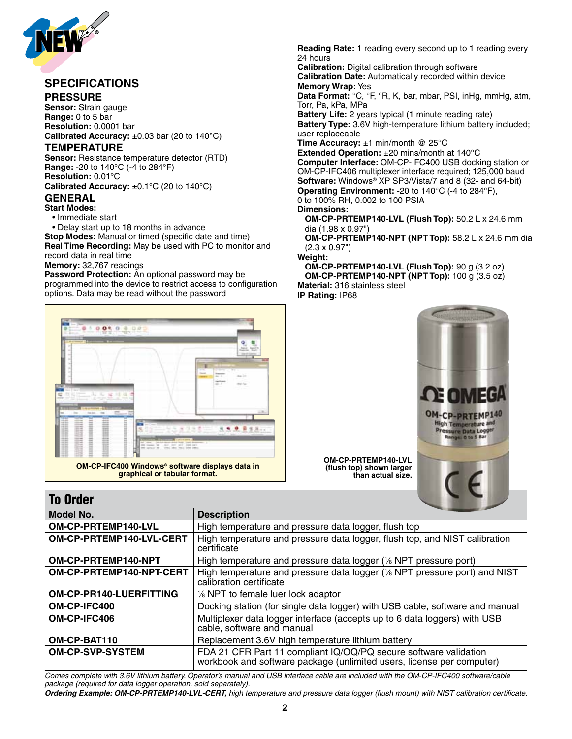## SPECIFICATIONS

### PRESSURE

**Sensor:** Strain gauge
**Range:** 0 to 5 bar
**Resolution:** 0.0001 bar
**Calibrated Accuracy:** ±0.03 bar (20 to 140°C)

### TEMPERATURE

**Sensor:** Resistance temperature detector (RTD)
**Range:** -20 to 140°C (-4 to 284°F)
**Resolution:** 0.01°C
**Calibrated Accuracy:** ±0.1°C (20 to 140°C)

### GENERAL

**Start Modes:**

- Immediate start
- Delay start up to 18 months in advance

**Stop Modes:** Manual or timed (specific date and time)
**Real Time Recording:** May be used with PC to monitor and record data in real time
**Memory:** 32,767 readings
**Password Protection:** An optional password may be programmed into the device to restrict access to configuration options. Data may be read without the password
**Reading Rate:** 1 reading every second up to 1 reading every 24 hours
**Calibration:** Digital calibration through software
**Calibration Date:** Automatically recorded within device
**Memory Wrap:** Yes
**Data Format:** °C, °F, °R, K, bar, mbar, PSI, inHg, mmHg, atm, Torr, Pa, kPa, MPa
**Battery Life:** 2 years typical (1 minute reading rate)
**Battery Type:** 3.6V high-temperature lithium battery included; user replaceable
**Time Accuracy:** ±1 min/month @ 25°C
**Extended Operation:** ±20 mins/month at 140°C
**Computer Interface:** OM-CP-IFC400 USB docking station or OM-CP-IFC406 multiplexer interface required; 125,000 baud
**Software:** Windows® XP SP3/Vista/7 and 8 (32- and 64-bit)
**Operating Environment:** -20 to 140°C (-4 to 284°F), 0 to 100% RH, 0.002 to 100 PSIA
**Dimensions:**
**OM-CP-PRTEMP140-LVL (Flush Top):** 50.2 L x 24.6 mm dia (1.98 x 0.97")
**OM-CP-PRTEMP140-NPT (NPT Top):** 58.2 L x 24.6 mm dia (2.3 x 0.97")
**Weight:**
**OM-CP-PRTEMP140-LVL (Flush Top):** 90 g (3.2 oz)
**OM-CP-PRTEMP140-NPT (NPT Top):** 100 g (3.5 oz)
**Material:** 316 stainless steel
**IP Rating:** IP68

OM-CP-IFC400 Windows® software displays data in graphical or tabular format.

OM-CP-PRTEMP140-LVL (flush top) shown larger than actual size.

## To Order

| Model No. | Description |
|---|---|
| **OM-CP-PRTEMP140-LVL** | High temperature and pressure data logger, flush top |
| **OM-CP-PRTEMP140-LVL-CERT** | High temperature and pressure data logger, flush top, and NIST calibration certificate |
| **OM-CP-PRTEMP140-NPT** | High temperature and pressure data logger (⅛ NPT pressure port) |
| **OM-CP-PRTEMP140-NPT-CERT** | High temperature and pressure data logger (⅛ NPT pressure port) and NIST calibration certificate |
| **OM-CP-PR140-LUERFITTING** | ⅛ NPT to female luer lock adaptor |
| **OM-CP-IFC400** | Docking station (for single data logger) with USB cable, software and manual |
| **OM-CP-IFC406** | Multiplexer data logger interface (accepts up to 6 data loggers) with USB cable, software and manual |
| **OM-CP-BAT110** | Replacement 3.6V high temperature lithium battery |
| **OM-CP-SVP-SYSTEM** | FDA 21 CFR Part 11 compliant IQ/OQ/PQ secure software validation workbook and software package (unlimited users, license per computer) |

*Comes complete with 3.6V lithium battery. Operator's manual and USB interface cable are included with the OM-CP-IFC400 software/cable package (required for data logger operation, sold separately).*

***Ordering Example: OM-CP-PRTEMP140-LVL-CERT,** high temperature and pressure data logger (flush mount) with NIST calibration certificate.*